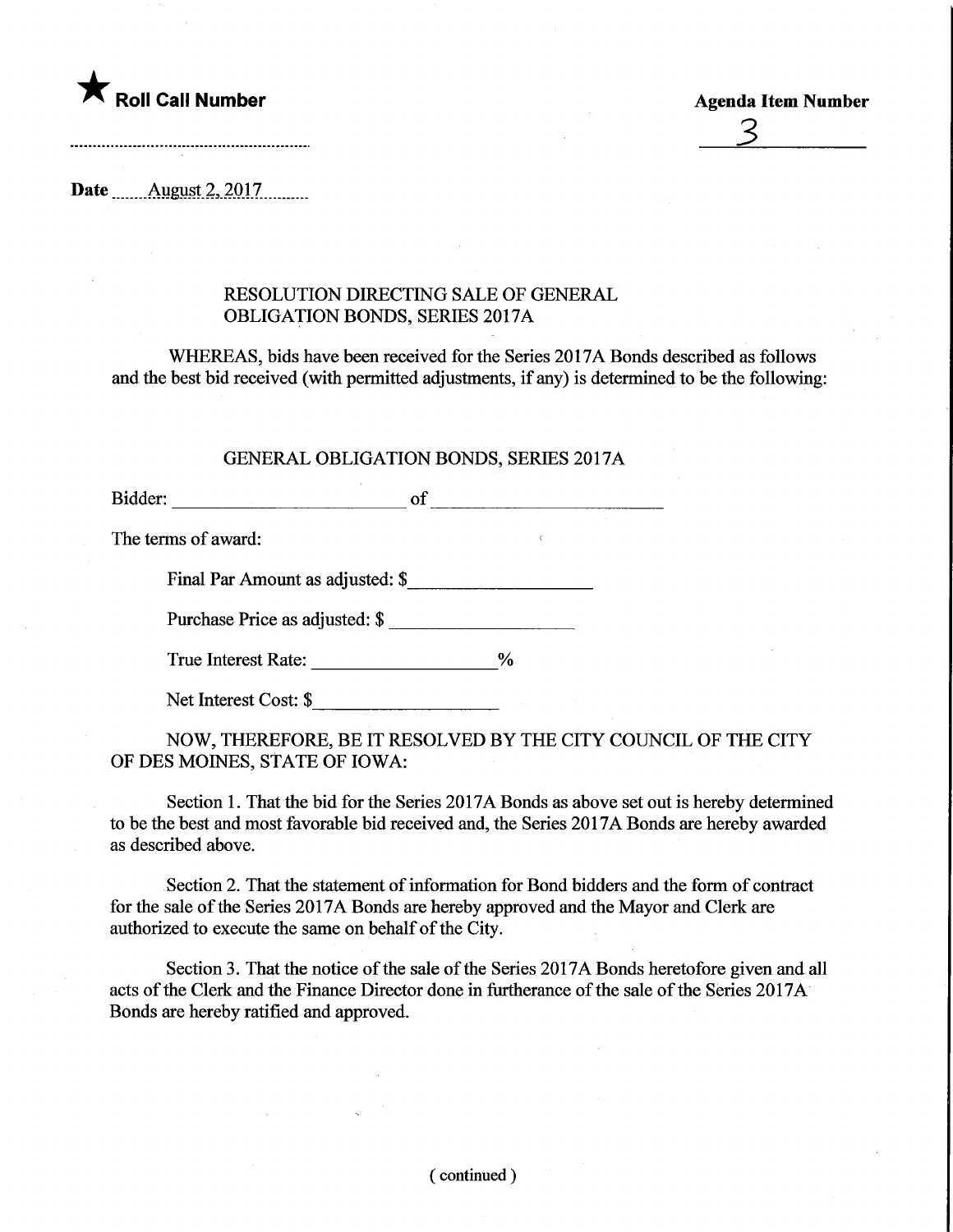★ **Roll Call Number**

**Agenda Item Number**

3

**Date** August 2, 2017

RESOLUTION DIRECTING SALE OF GENERAL OBLIGATION BONDS, SERIES 2017A

WHEREAS, bids have been received for the Series 2017A Bonds described as follows and the best bid received (with permitted adjustments, if any) is determined to be the following:

GENERAL OBLIGATION BONDS, SERIES 2017A

Bidder: ________________________ of ________________________

The terms of award:

Final Par Amount as adjusted: $__________________

Purchase Price as adjusted: $ __________________

True Interest Rate: __________________%

Net Interest Cost: $__________________

NOW, THEREFORE, BE IT RESOLVED BY THE CITY COUNCIL OF THE CITY OF DES MOINES, STATE OF IOWA:

Section 1. That the bid for the Series 2017A Bonds as above set out is hereby determined to be the best and most favorable bid received and, the Series 2017A Bonds are hereby awarded as described above.

Section 2. That the statement of information for Bond bidders and the form of contract for the sale of the Series 2017A Bonds are hereby approved and the Mayor and Clerk are authorized to execute the same on behalf of the City.

Section 3. That the notice of the sale of the Series 2017A Bonds heretofore given and all acts of the Clerk and the Finance Director done in furtherance of the sale of the Series 2017A Bonds are hereby ratified and approved.

( continued )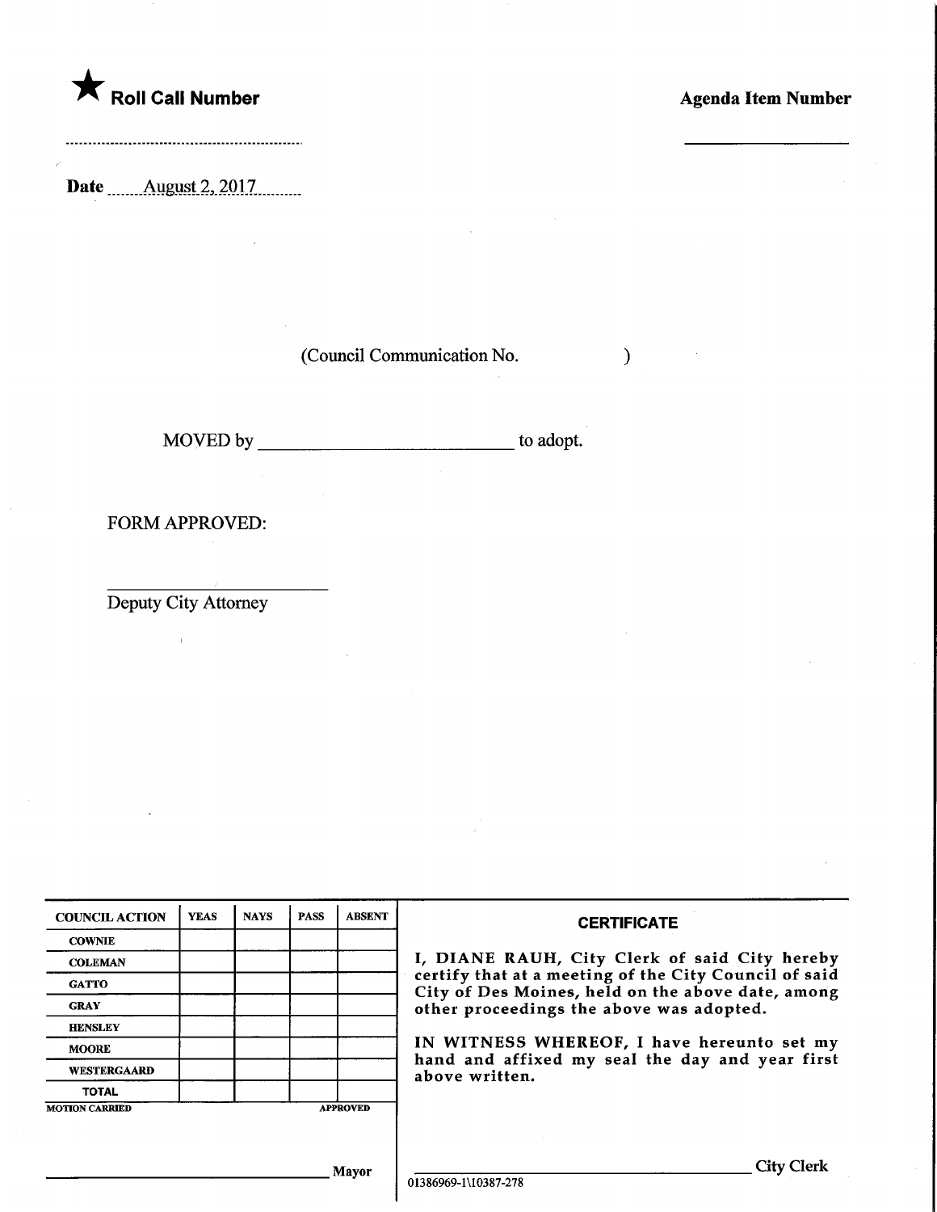★ **Roll Call Number**

**Agenda Item Number**

**Date** August 2, 2017

(Council Communication No. )

MOVED by ____________________ to adopt.

FORM APPROVED:

____________________
Deputy City Attorney

| COUNCIL ACTION | YEAS | NAYS | PASS | ABSENT |
|---|---|---|---|---|
| COWNIE | | | | |
| COLEMAN | | | | |
| GATTO | | | | |
| GRAY | | | | |
| HENSLEY | | | | |
| MOORE | | | | |
| WESTERGAARD | | | | |
| TOTAL | | | | |

MOTION CARRIED APPROVED

____________________ Mayor

**CERTIFICATE**

**I, DIANE RAUH, City Clerk of said City hereby certify that at a meeting of the City Council of said City of Des Moines, held on the above date, among other proceedings the above was adopted.**

**IN WITNESS WHEREOF, I have hereunto set my hand and affixed my seal the day and year first above written.**

____________________ City Clerk

01386969-1\10387-278